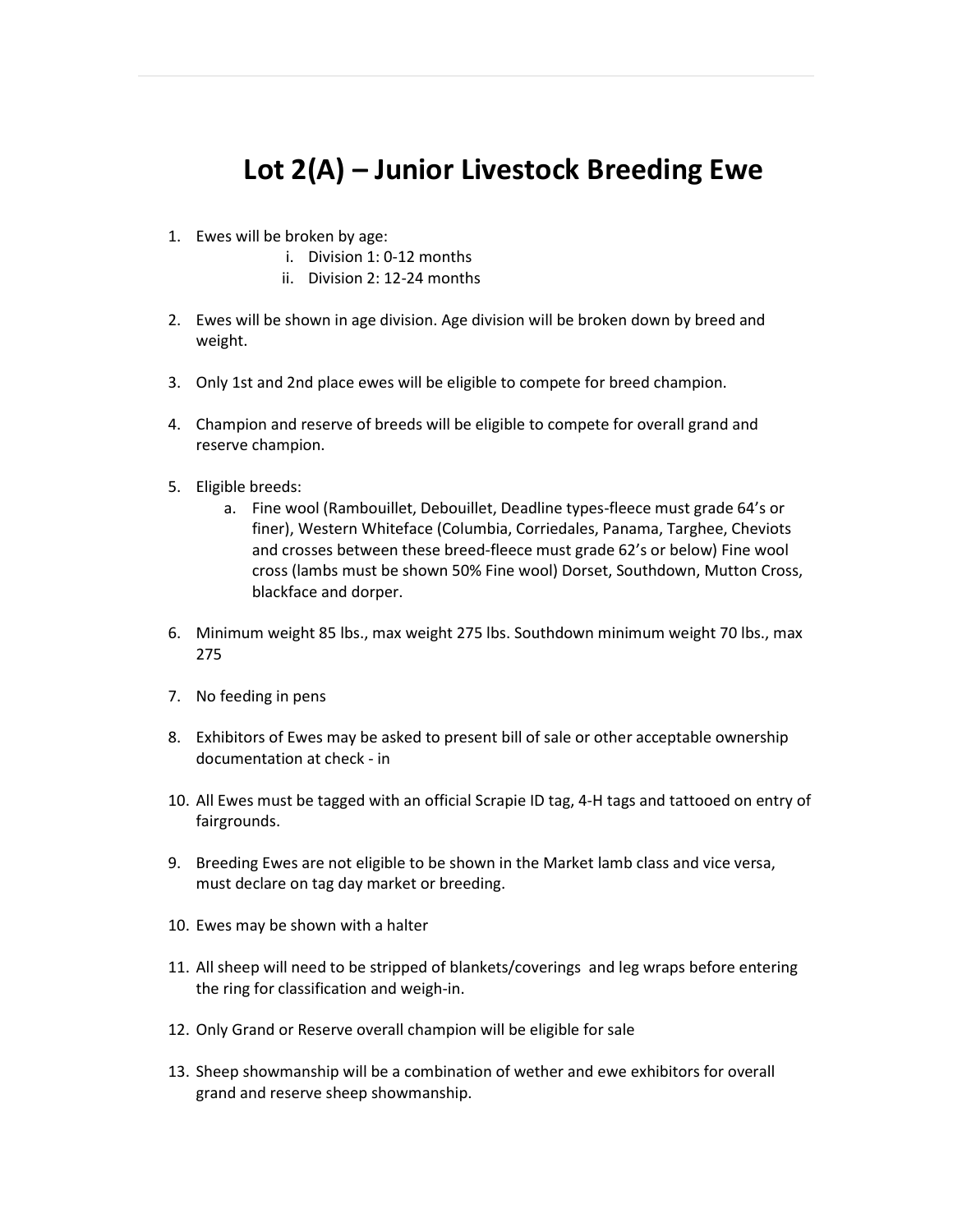# Lot 2(A) – Junior Livestock Breeding Ewe

1. Ewes will be broken by age:
   i. Division 1: 0-12 months
   ii. Division 2: 12-24 months

2. Ewes will be shown in age division. Age division will be broken down by breed and weight.

3. Only 1st and 2nd place ewes will be eligible to compete for breed champion.

4. Champion and reserve of breeds will be eligible to compete for overall grand and reserve champion.

5. Eligible breeds:
   a. Fine wool (Rambouillet, Debouillet, Deadline types-fleece must grade 64's or finer), Western Whiteface (Columbia, Corriedales, Panama, Targhee, Cheviots and crosses between these breed-fleece must grade 62's or below) Fine wool cross (lambs must be shown 50% Fine wool) Dorset, Southdown, Mutton Cross, blackface and dorper.

6. Minimum weight 85 lbs., max weight 275 lbs. Southdown minimum weight 70 lbs., max 275

7. No feeding in pens

8. Exhibitors of Ewes may be asked to present bill of sale or other acceptable ownership documentation at check - in

10. All Ewes must be tagged with an official Scrapie ID tag, 4-H tags and tattooed on entry of fairgrounds.

9. Breeding Ewes are not eligible to be shown in the Market lamb class and vice versa, must declare on tag day market or breeding.

10. Ewes may be shown with a halter

11. All sheep will need to be stripped of blankets/coverings and leg wraps before entering the ring for classification and weigh-in.

12. Only Grand or Reserve overall champion will be eligible for sale

13. Sheep showmanship will be a combination of wether and ewe exhibitors for overall grand and reserve sheep showmanship.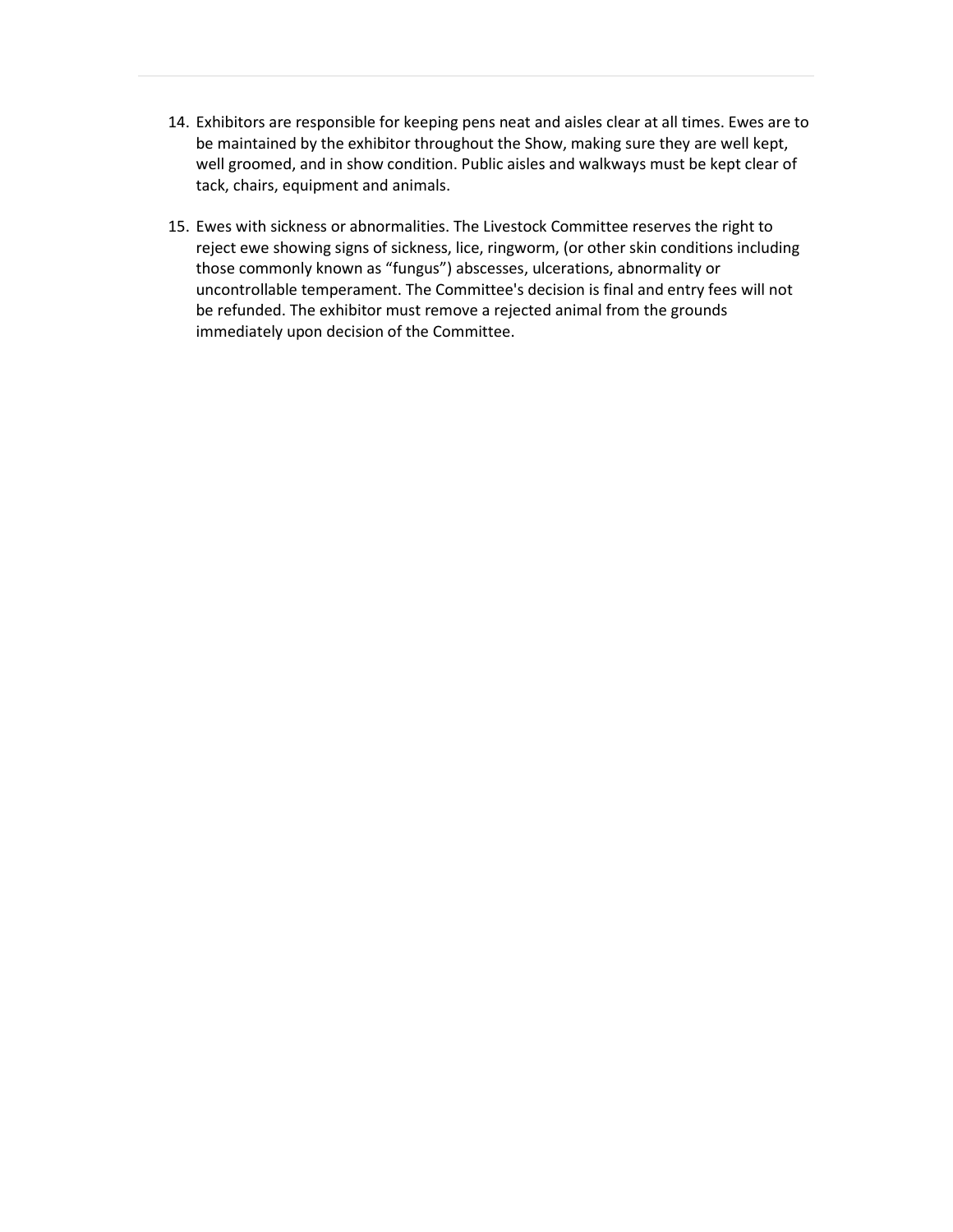14. Exhibitors are responsible for keeping pens neat and aisles clear at all times. Ewes are to be maintained by the exhibitor throughout the Show, making sure they are well kept, well groomed, and in show condition. Public aisles and walkways must be kept clear of tack, chairs, equipment and animals.

15. Ewes with sickness or abnormalities. The Livestock Committee reserves the right to reject ewe showing signs of sickness, lice, ringworm, (or other skin conditions including those commonly known as "fungus") abscesses, ulcerations, abnormality or uncontrollable temperament. The Committee's decision is final and entry fees will not be refunded. The exhibitor must remove a rejected animal from the grounds immediately upon decision of the Committee.